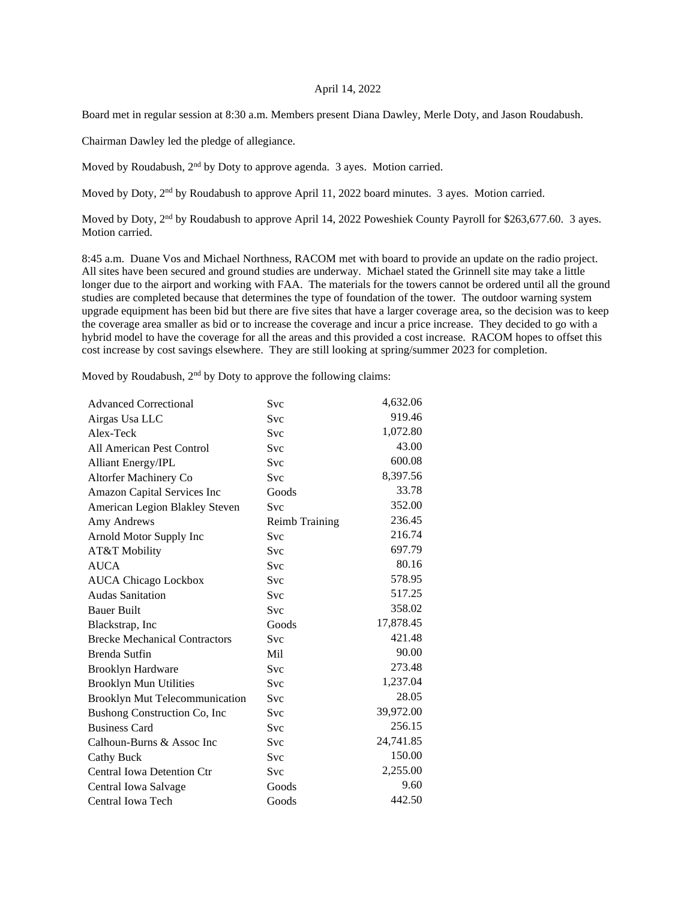April 14, 2022

Board met in regular session at 8:30 a.m. Members present Diana Dawley, Merle Doty, and Jason Roudabush.

Chairman Dawley led the pledge of allegiance.

Moved by Roudabush, 2nd by Doty to approve agenda. 3 ayes. Motion carried.

Moved by Doty, 2nd by Roudabush to approve April 11, 2022 board minutes. 3 ayes. Motion carried.

Moved by Doty, 2nd by Roudabush to approve April 14, 2022 Poweshiek County Payroll for $263,677.60. 3 ayes. Motion carried.

8:45 a.m. Duane Vos and Michael Northness, RACOM met with board to provide an update on the radio project. All sites have been secured and ground studies are underway. Michael stated the Grinnell site may take a little longer due to the airport and working with FAA. The materials for the towers cannot be ordered until all the ground studies are completed because that determines the type of foundation of the tower. The outdoor warning system upgrade equipment has been bid but there are five sites that have a larger coverage area, so the decision was to keep the coverage area smaller as bid or to increase the coverage and incur a price increase. They decided to go with a hybrid model to have the coverage for all the areas and this provided a cost increase. RACOM hopes to offset this cost increase by cost savings elsewhere. They are still looking at spring/summer 2023 for completion.

Moved by Roudabush, 2nd by Doty to approve the following claims:

| | | |
|---|---|---:|
| Advanced Correctional | Svc | 4,632.06 |
| Airgas Usa LLC | Svc | 919.46 |
| Alex-Teck | Svc | 1,072.80 |
| All American Pest Control | Svc | 43.00 |
| Alliant Energy/IPL | Svc | 600.08 |
| Altorfer Machinery Co | Svc | 8,397.56 |
| Amazon Capital Services Inc | Goods | 33.78 |
| American Legion Blakley Steven | Svc | 352.00 |
| Amy Andrews | Reimb Training | 236.45 |
| Arnold Motor Supply Inc | Svc | 216.74 |
| AT&T Mobility | Svc | 697.79 |
| AUCA | Svc | 80.16 |
| AUCA Chicago Lockbox | Svc | 578.95 |
| Audas Sanitation | Svc | 517.25 |
| Bauer Built | Svc | 358.02 |
| Blackstrap, Inc | Goods | 17,878.45 |
| Brecke Mechanical Contractors | Svc | 421.48 |
| Brenda Sutfin | Mil | 90.00 |
| Brooklyn Hardware | Svc | 273.48 |
| Brooklyn Mun Utilities | Svc | 1,237.04 |
| Brooklyn Mut Telecommunication | Svc | 28.05 |
| Bushong Construction Co, Inc | Svc | 39,972.00 |
| Business Card | Svc | 256.15 |
| Calhoun-Burns & Assoc Inc | Svc | 24,741.85 |
| Cathy Buck | Svc | 150.00 |
| Central Iowa Detention Ctr | Svc | 2,255.00 |
| Central Iowa Salvage | Goods | 9.60 |
| Central Iowa Tech | Goods | 442.50 |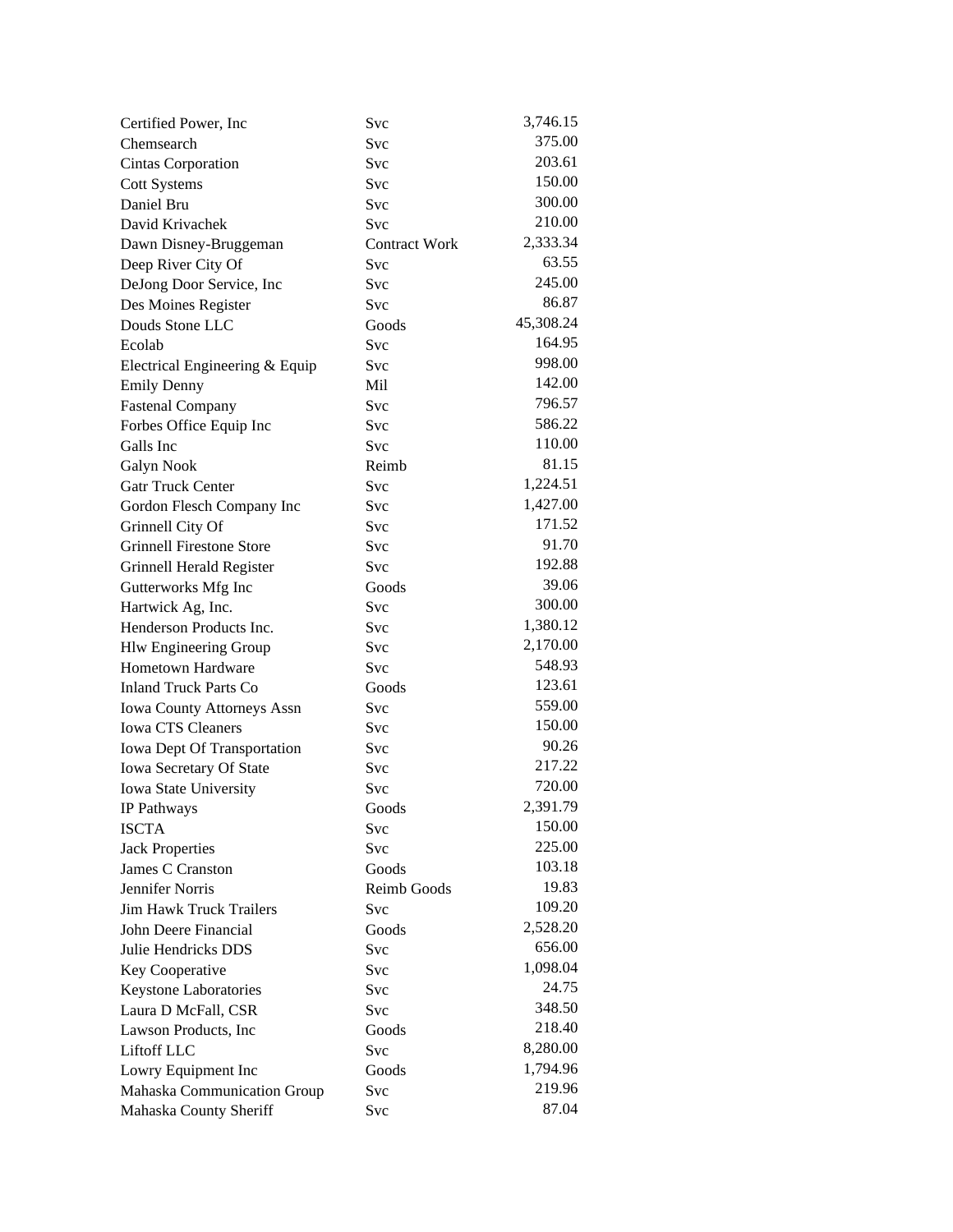| | | |
|---|---|---|
| Certified Power, Inc | Svc | 3,746.15 |
| Chemsearch | Svc | 375.00 |
| Cintas Corporation | Svc | 203.61 |
| Cott Systems | Svc | 150.00 |
| Daniel Bru | Svc | 300.00 |
| David Krivachek | Svc | 210.00 |
| Dawn Disney-Bruggeman | Contract Work | 2,333.34 |
| Deep River City Of | Svc | 63.55 |
| DeJong Door Service, Inc | Svc | 245.00 |
| Des Moines Register | Svc | 86.87 |
| Douds Stone LLC | Goods | 45,308.24 |
| Ecolab | Svc | 164.95 |
| Electrical Engineering & Equip | Svc | 998.00 |
| Emily Denny | Mil | 142.00 |
| Fastenal Company | Svc | 796.57 |
| Forbes Office Equip Inc | Svc | 586.22 |
| Galls Inc | Svc | 110.00 |
| Galyn Nook | Reimb | 81.15 |
| Gatr Truck Center | Svc | 1,224.51 |
| Gordon Flesch Company Inc | Svc | 1,427.00 |
| Grinnell City Of | Svc | 171.52 |
| Grinnell Firestone Store | Svc | 91.70 |
| Grinnell Herald Register | Svc | 192.88 |
| Gutterworks Mfg Inc | Goods | 39.06 |
| Hartwick Ag, Inc. | Svc | 300.00 |
| Henderson Products Inc. | Svc | 1,380.12 |
| Hlw Engineering Group | Svc | 2,170.00 |
| Hometown Hardware | Svc | 548.93 |
| Inland Truck Parts Co | Goods | 123.61 |
| Iowa County Attorneys Assn | Svc | 559.00 |
| Iowa CTS Cleaners | Svc | 150.00 |
| Iowa Dept Of Transportation | Svc | 90.26 |
| Iowa Secretary Of State | Svc | 217.22 |
| Iowa State University | Svc | 720.00 |
| IP Pathways | Goods | 2,391.79 |
| ISCTA | Svc | 150.00 |
| Jack Properties | Svc | 225.00 |
| James C Cranston | Goods | 103.18 |
| Jennifer Norris | Reimb Goods | 19.83 |
| Jim Hawk Truck Trailers | Svc | 109.20 |
| John Deere Financial | Goods | 2,528.20 |
| Julie Hendricks DDS | Svc | 656.00 |
| Key Cooperative | Svc | 1,098.04 |
| Keystone Laboratories | Svc | 24.75 |
| Laura D McFall, CSR | Svc | 348.50 |
| Lawson Products, Inc | Goods | 218.40 |
| Liftoff LLC | Svc | 8,280.00 |
| Lowry Equipment Inc | Goods | 1,794.96 |
| Mahaska Communication Group | Svc | 219.96 |
| Mahaska County Sheriff | Svc | 87.04 |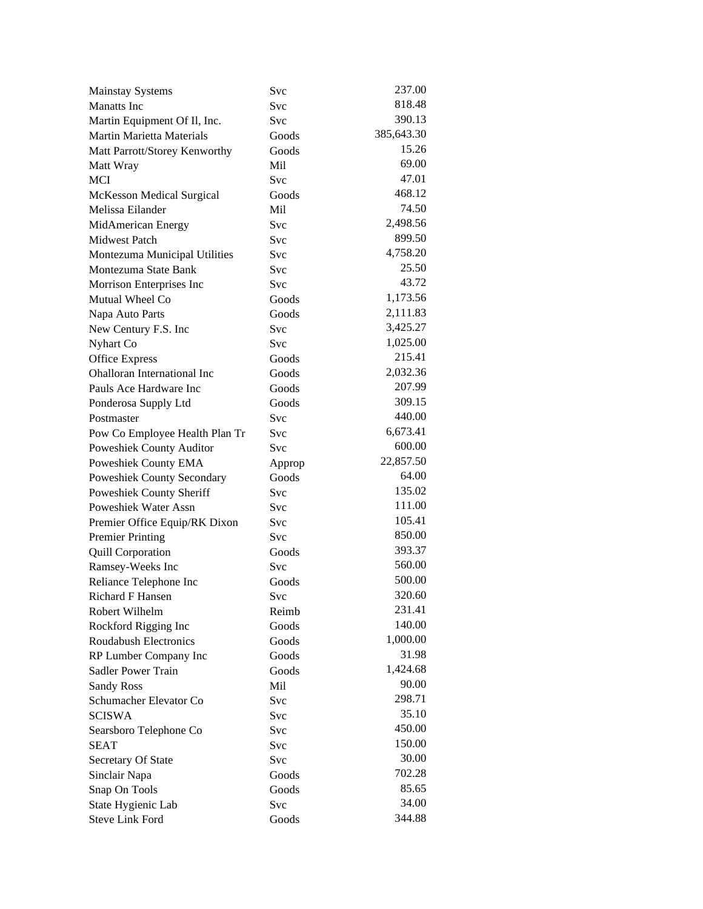| | | |
|---|---|---|
| Mainstay Systems | Svc | 237.00 |
| Manatts Inc | Svc | 818.48 |
| Martin Equipment Of Il, Inc. | Svc | 390.13 |
| Martin Marietta Materials | Goods | 385,643.30 |
| Matt Parrott/Storey Kenworthy | Goods | 15.26 |
| Matt Wray | Mil | 69.00 |
| MCI | Svc | 47.01 |
| McKesson Medical Surgical | Goods | 468.12 |
| Melissa Eilander | Mil | 74.50 |
| MidAmerican Energy | Svc | 2,498.56 |
| Midwest Patch | Svc | 899.50 |
| Montezuma Municipal Utilities | Svc | 4,758.20 |
| Montezuma State Bank | Svc | 25.50 |
| Morrison Enterprises Inc | Svc | 43.72 |
| Mutual Wheel Co | Goods | 1,173.56 |
| Napa Auto Parts | Goods | 2,111.83 |
| New Century F.S. Inc | Svc | 3,425.27 |
| Nyhart Co | Svc | 1,025.00 |
| Office Express | Goods | 215.41 |
| Ohalloran International Inc | Goods | 2,032.36 |
| Pauls Ace Hardware Inc | Goods | 207.99 |
| Ponderosa Supply Ltd | Goods | 309.15 |
| Postmaster | Svc | 440.00 |
| Pow Co Employee Health Plan Tr | Svc | 6,673.41 |
| Poweshiek County Auditor | Svc | 600.00 |
| Poweshiek County EMA | Approp | 22,857.50 |
| Poweshiek County Secondary | Goods | 64.00 |
| Poweshiek County Sheriff | Svc | 135.02 |
| Poweshiek Water Assn | Svc | 111.00 |
| Premier Office Equip/RK Dixon | Svc | 105.41 |
| Premier Printing | Svc | 850.00 |
| Quill Corporation | Goods | 393.37 |
| Ramsey-Weeks Inc | Svc | 560.00 |
| Reliance Telephone Inc | Goods | 500.00 |
| Richard F Hansen | Svc | 320.60 |
| Robert Wilhelm | Reimb | 231.41 |
| Rockford Rigging Inc | Goods | 140.00 |
| Roudabush Electronics | Goods | 1,000.00 |
| RP Lumber Company Inc | Goods | 31.98 |
| Sadler Power Train | Goods | 1,424.68 |
| Sandy Ross | Mil | 90.00 |
| Schumacher Elevator Co | Svc | 298.71 |
| SCISWA | Svc | 35.10 |
| Searsboro Telephone Co | Svc | 450.00 |
| SEAT | Svc | 150.00 |
| Secretary Of State | Svc | 30.00 |
| Sinclair Napa | Goods | 702.28 |
| Snap On Tools | Goods | 85.65 |
| State Hygienic Lab | Svc | 34.00 |
| Steve Link Ford | Goods | 344.88 |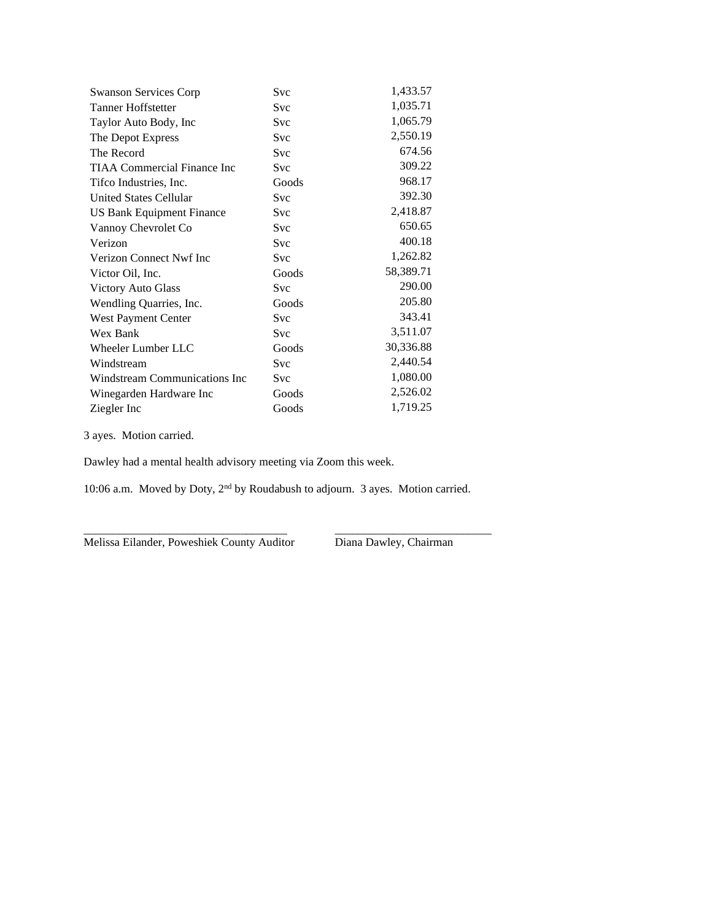| | | |
|---|---|---|
| Swanson Services Corp | Svc | 1,433.57 |
| Tanner Hoffstetter | Svc | 1,035.71 |
| Taylor Auto Body, Inc | Svc | 1,065.79 |
| The Depot Express | Svc | 2,550.19 |
| The Record | Svc | 674.56 |
| TIAA Commercial Finance Inc | Svc | 309.22 |
| Tifco Industries, Inc. | Goods | 968.17 |
| United States Cellular | Svc | 392.30 |
| US Bank Equipment Finance | Svc | 2,418.87 |
| Vannoy Chevrolet Co | Svc | 650.65 |
| Verizon | Svc | 400.18 |
| Verizon Connect Nwf Inc | Svc | 1,262.82 |
| Victor Oil, Inc. | Goods | 58,389.71 |
| Victory Auto Glass | Svc | 290.00 |
| Wendling Quarries, Inc. | Goods | 205.80 |
| West Payment Center | Svc | 343.41 |
| Wex Bank | Svc | 3,511.07 |
| Wheeler Lumber LLC | Goods | 30,336.88 |
| Windstream | Svc | 2,440.54 |
| Windstream Communications Inc | Svc | 1,080.00 |
| Winegarden Hardware Inc | Goods | 2,526.02 |
| Ziegler Inc | Goods | 1,719.25 |

3 ayes. Motion carried.

Dawley had a mental health advisory meeting via Zoom this week.

10:06 a.m. Moved by Doty, 2nd by Roudabush to adjourn. 3 ayes. Motion carried.

___________________________________ ___________________________

Melissa Eilander, Poweshiek County Auditor Diana Dawley, Chairman